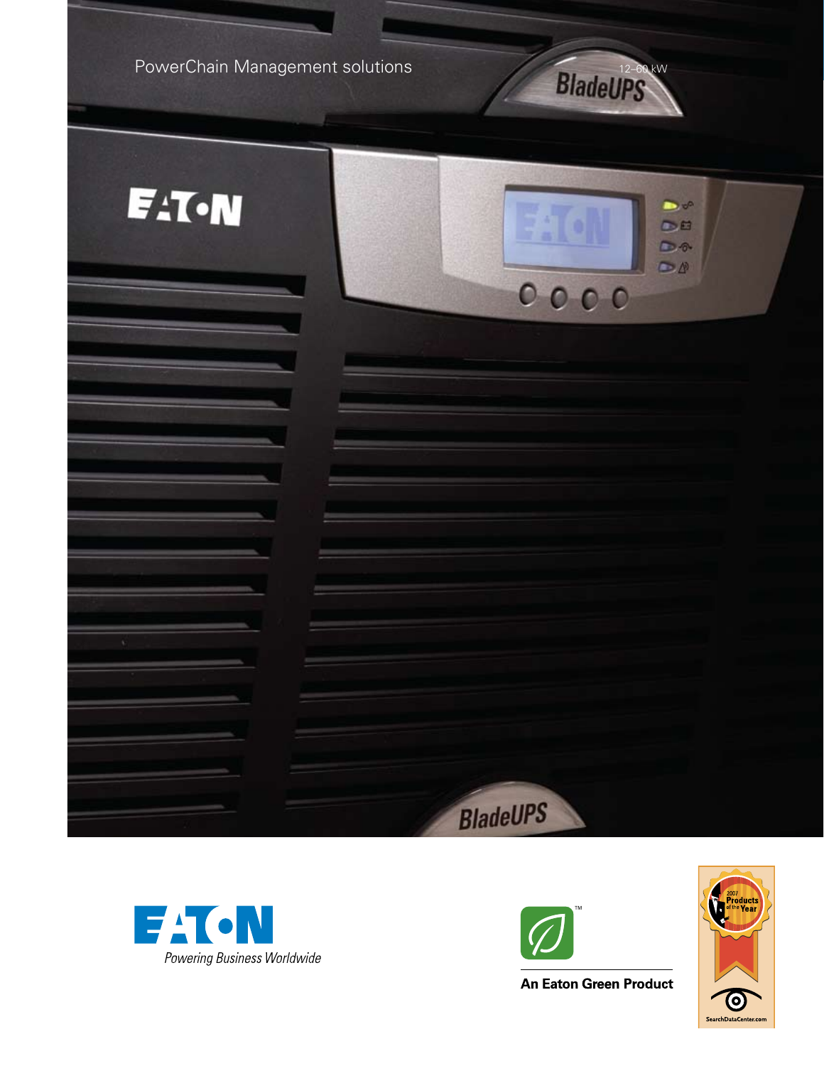PowerChain Management solutions

# BladeUPS

12–60 kW

Powering Business Worldwide

An Eaton Green Product

2007 Products of the Year

SearchDataCenter.com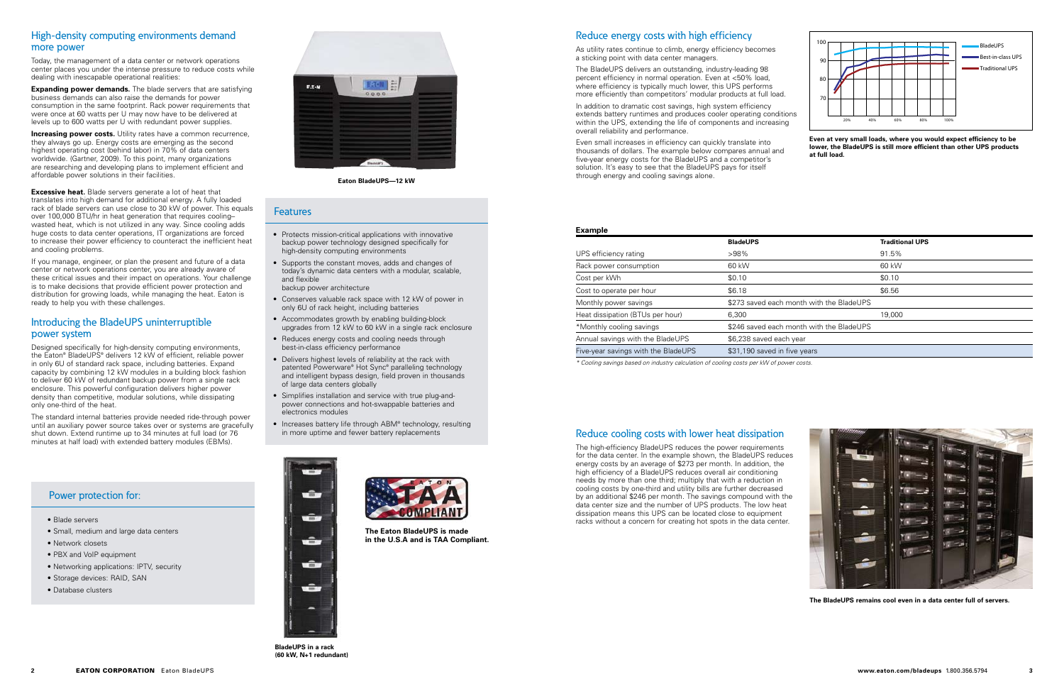## High-density computing environments demand more power

Today, the management of a data center or network operations center places you under the intense pressure to reduce costs while dealing with inescapable operational realities:

**Expanding power demands.** The blade servers that are satisfying business demands can also raise the demands for power consumption in the same footprint. Rack power requirements that were once at 60 watts per U may now have to be delivered at levels up to 600 watts per U with redundant power supplies.

**Increasing power costs.** Utility rates have a common recurrence, they always go up. Energy costs are emerging as the second highest operating cost (behind labor) in 70% of data centers worldwide. (Gartner, 2009). To this point, many organizations are researching and developing plans to implement efficient and affordable power solutions in their facilities.

**Excessive heat.** Blade servers generate a lot of heat that translates into high demand for additional energy. A fully loaded rack of blade servers can use close to 30 kW of power. This equals over 100,000 BTU/hr in heat generation that requires cooling–wasted heat, which is not utilized in any way. Since cooling adds huge costs to data center operations, IT organizations are forced to increase their power efficiency to counteract the inefficient heat and cooling problems.

If you manage, engineer, or plan the present and future of a data center or network operations center, you are already aware of these critical issues and their impact on operations. Your challenge is to make decisions that provide efficient power protection and distribution for growing loads, while managing the heat. Eaton is ready to help you with these challenges.

## Introducing the BladeUPS uninterruptible power system

Designed specifically for high-density computing environments, the Eaton® BladeUPS® delivers 12 kW of efficient, reliable power in only 6U of standard rack space, including batteries. Expand capacity by combining 12 kW modules in a building block fashion to deliver 60 kW of redundant backup power from a single rack enclosure. This powerful configuration delivers higher power density than competitive, modular solutions, while dissipating only one-third of the heat.

The standard internal batteries provide needed ride-through power until an auxiliary power source takes over or systems are gracefully shut down. Extend runtime up to 34 minutes at full load (or 76 minutes at half load) with extended battery modules (EBMs).

## Power protection for:

- Blade servers
- Small, medium and large data centers
- Network closets
- PBX and VoIP equipment
- Networking applications: IPTV, security
- Storage devices: RAID, SAN
- Database clusters

Eaton BladeUPS—12 kW

## Features

- Protects mission-critical applications with innovative backup power technology designed specifically for high-density computing environments
- Supports the constant moves, adds and changes of today's dynamic data centers with a modular, scalable, and flexible backup power architecture
- Conserves valuable rack space with 12 kW of power in only 6U of rack height, including batteries
- Accommodates growth by enabling building-block upgrades from 12 kW to 60 kW in a single rack enclosure
- Reduces energy costs and cooling needs through best-in-class efficiency performance
- Delivers highest levels of reliability at the rack with patented Powerware® Hot Sync® paralleling technology and intelligent bypass design, field proven in thousands of large data centers globally
- Simplifies installation and service with true plug-and-power connections and hot-swappable batteries and electronics modules
- Increases battery life through ABM® technology, resulting in more uptime and fewer battery replacements

BladeUPS in a rack (60 kW, N+1 redundant)

The Eaton BladeUPS is made in the U.S.A and is TAA Compliant.

## Reduce energy costs with high efficiency

As utility rates continue to climb, energy efficiency becomes a sticking point with data center managers.

The BladeUPS delivers an outstanding, industry-leading 98 percent efficiency in normal operation. Even at <50% load, where efficiency is typically much lower, this UPS performs more efficiently than competitors' modular products at full load.

In addition to dramatic cost savings, high system efficiency extends battery runtimes and produces cooler operating conditions within the UPS, extending the life of components and increasing overall reliability and performance.

Even small increases in efficiency can quickly translate into thousands of dollars. The example below compares annual and five-year energy costs for the BladeUPS and a competitor's solution. It's easy to see that the BladeUPS pays for itself through energy and cooling savings alone.

**Even at very small loads, where you would expect efficiency to be lower, the BladeUPS is still more efficient than other UPS products at full load.**

**Example**

| | BladeUPS | Traditional UPS |
|---|---|---|
| UPS efficiency rating | >98% | 91.5% |
| Rack power consumption | 60 kW | 60 kW |
| Cost per kWh | $0.10 | $0.10 |
| Cost to operate per hour | $6.18 | $6.56 |
| Monthly power savings | $273 saved each month with the BladeUPS | |
| Heat dissipation (BTUs per hour) | 6,300 | 19,000 |
| *Monthly cooling savings | $246 saved each month with the BladeUPS | |
| Annual savings with the BladeUPS | $6,238 saved each year | |
| Five-year savings with the BladeUPS | $31,190 saved in five years | |

* Cooling savings based on industry calculation of cooling costs per kW of power costs.

## Reduce cooling costs with lower heat dissipation

The high-efficiency BladeUPS reduces the power requirements for the data center. In the example shown, the BladeUPS reduces energy costs by an average of $273 per month. In addition, the high efficiency of a BladeUPS reduces overall air conditioning needs by more than one third; multiply that with a reduction in cooling costs by one-third and utility bills are further decreased by an additional $246 per month. The savings compound with the data center size and the number of UPS products. The low heat dissipation means this UPS can be located close to equipment racks without a concern for creating hot spots in the data center.

**The BladeUPS remains cool even in a data center full of servers.**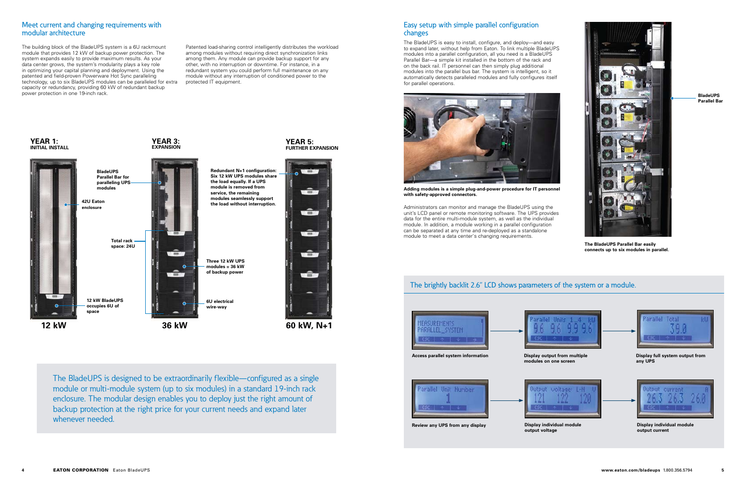## Meet current and changing requirements with modular architecture

The building block of the BladeUPS system is a 6U rackmount module that provides 12 kW of backup power protection. The system expands easily to provide maximum results. As your data center grows, the system's modularity plays a key role in optimizing your capital planning and deployment. Using the patented and field-proven Powerware Hot Sync paralleling technology, up to six BladeUPS modules can be paralleled for extra capacity or redundancy, providing 60 kW of redundant backup power protection in one 19-inch rack.

Patented load-sharing control intelligently distributes the workload among modules without requiring direct synchronization links among them. Any module can provide backup support for any other, with no interruption or downtime. For instance, in a redundant system you could perform full maintenance on any module without any interruption of conditioned power to the protected IT equipment.

**YEAR 1:**
**INITIAL INSTALL**

**BladeUPS Parallel Bar for paralleling UPS modules**

**42U Eaton enclosure**

**Total rack space: 24U**

**12 kW BladeUPS occupies 6U of space**

**12 kW**

**YEAR 3:**
**EXPANSION**

**Redundant N+1 configuration: Six 12 kW UPS modules share the load equally. If a UPS module is removed from service, the remaining modules seamlessly support the load without interruption.**

**Three 12 kW UPS modules = 36 kW of backup power**

**6U electrical wire-way**

**36 kW**

**YEAR 5:**
**FURTHER EXPANSION**

**60 kW, N+1**

The BladeUPS is designed to be extraordinarily flexible—configured as a single module or multi-module system (up to six modules) in a standard 19-inch rack enclosure. The modular design enables you to deploy just the right amount of backup protection at the right price for your current needs and expand later whenever needed.

## Easy setup with simple parallel configuration changes

The BladeUPS is easy to install, configure, and deploy—and easy to expand later, without help from Eaton. To link multiple BladeUPS modules into a parallel configuration, all you need is a BladeUPS Parallel Bar—a simple kit installed in the bottom of the rack and on the back rail. IT personnel can then simply plug additional modules into the parallel bus bar. The system is intelligent, so it automatically detects paralleled modules and fully configures itself for parallel operations.

**Adding modules is a simple plug-and-power procedure for IT personnel with safety-approved connectors.**

Administrators can monitor and manage the BladeUPS using the unit's LCD panel or remote monitoring software. The UPS provides data for the entire multi-module system, as well as the individual module. In addition, a module working in a parallel configuration can be separated at any time and re-deployed as a standalone module to meet a data center's changing requirements.

**BladeUPS Parallel Bar**

**The BladeUPS Parallel Bar easily connects up to six modules in parallel.**

### The brightly backlit 2.6" LCD shows parameters of the system or a module.

**Access parallel system information**

**Display output from multiple modules on one screen**

**Display full system output from any UPS**

**Review any UPS from any display**

**Display individual module output voltage**

**Display individual module output current**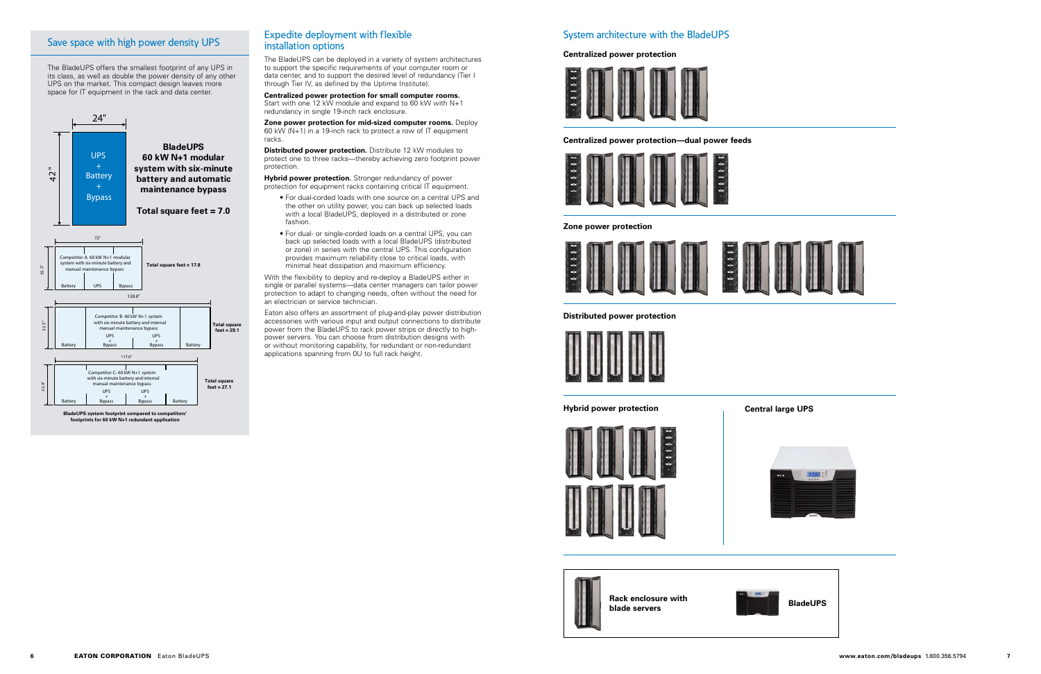## Save space with high power density UPS

The BladeUPS offers the smallest footprint of any UPS in its class, as well as double the power density of any other UPS on the market. This compact design leaves more space for IT equipment in the rack and data center.

24"

42"

UPS + Battery + Bypass

**BladeUPS 60 kW N+1 modular system with six-minute battery and automatic maintenance bypass**

**Total square feet = 7.0**

72"

35.5"

Competitor A: 60 kW N+1 modular system with six-minute battery and manual maintenance bypass

Battery | UPS | Bypass

**Total square feet = 17.8**

128.8"

32.5"

Competitor B: 60 kW N+1 system with six-minute battery and internal manual maintenance bypass

Battery | UPS + Bypass | UPS + Bypass | Battery

**Total square feet = 29.1**

117.6"

33.4"

Competitor C: 60 kW N+1 system with six-minute battery and internal manual maintenance bypass

Battery | UPS + Bypass | UPS + Bypass | Battery

**Total square feet = 27.1**

**BladeUPS system footprint compared to competitors' footprints for 60 kW N+1 redundant application**

## Expedite deployment with flexible installation options

The BladeUPS can be deployed in a variety of system architectures to support the specific requirements of your computer room or data center, and to support the desired level of redundancy (Tier I through Tier IV, as defined by the Uptime Institute).

**Centralized power protection for small computer rooms.** Start with one 12 kW module and expand to 60 kW with N+1 redundancy in single 19-inch rack enclosure.

**Zone power protection for mid-sized computer rooms.** Deploy 60 kW (N+1) in a 19-inch rack to protect a row of IT equipment racks.

**Distributed power protection.** Distribute 12 kW modules to protect one to three racks—thereby achieving zero footprint power protection.

**Hybrid power protection.** Stronger redundancy of power protection for equipment racks containing critical IT equipment.

- For dual-corded loads with one source on a central UPS and the other on utility power, you can back up selected loads with a local BladeUPS, deployed in a distributed or zone fashion.
- For dual- or single-corded loads on a central UPS, you can back up selected loads with a local BladeUPS (distributed or zone) in series with the central UPS. This configuration provides maximum reliability close to critical loads, with minimal heat dissipation and maximum efficiency.

With the flexibility to deploy and re-deploy a BladeUPS either in single or parallel systems—data center managers can tailor power protection to adapt to changing needs, often without the need for an electrician or service technician.

Eaton also offers an assortment of plug-and-play power distribution accessories with various input and output connections to distribute power from the BladeUPS to rack power strips or directly to high-power servers. You can choose from distribution designs with or without monitoring capability, for redundant or non-redundant applications spanning from 0U to full rack height.

## System architecture with the BladeUPS

**Centralized power protection**

**Centralized power protection—dual power feeds**

**Zone power protection**

**Distributed power protection**

**Hybrid power protection**

**Central large UPS**

**Rack enclosure with blade servers**

**BladeUPS**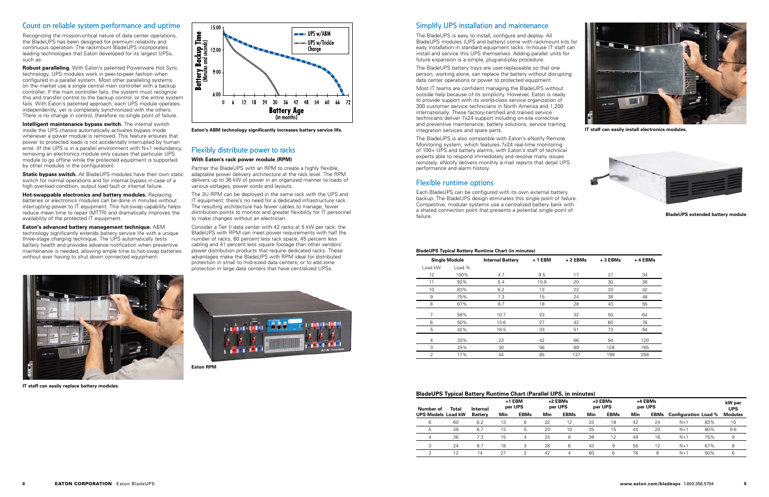## Count on reliable system performance and uptime

Recognizing the mission-critical nature of data center operations, the BladeUPS has been designed for premium reliability and continuous operation. The rackmount BladeUPS incorporates leading technologies that Eaton developed for its largest UPSs, such as:

**Robust paralleling.** With Eaton's patented Powerware Hot Sync technology, UPS modules work in peer-to-peer fashion when configured in a parallel system. Most other paralleling systems on the market use a single central main controller with a backup controller. If the main controller fails, the system must recognize this and transfer control to the backup control, or the entire system fails. With Eaton's patented approach, each UPS module operates independently, yet is completely synchronized with the others. There is no change in control, therefore no single point of failure.

**Intelligent maintenance bypass switch.** The internal switch inside the UPS chassis automatically activates bypass mode whenever a power module is removed. This feature ensures that power to protected loads is not accidentally interrupted by human error. (If the UPS is in a parallel environment with N+1 redundancy, removing an electronics module only causes that particular UPS module to go offline while the protected equipment is supported by other modules in the configuration).

**Static bypass switch.** All BladeUPS modules have their own static switch for normal operations and for internal bypass in case of a high overload condition, output load fault or internal failure.

**Hot-swappable electronics and battery modules.** Replacing batteries or electronics modules can be done in minutes without interrupting power to IT equipment. This hot-swap capability helps reduce mean time to repair (MTTR) and dramatically improves the availability of the protected IT equipment.

**Eaton's advanced battery management technique.** ABM technology significantly extends battery service life with a unique three-stage charging technique. The UPS automatically tests battery health and provides advance notification when preventive maintenance is needed, allowing ample time to hot-swap batteries without ever having to shut down connected equipment.

IT staff can easily replace battery modules.

Eaton's ABM technology significantly increases battery service life.

## Flexibly distribute power to racks

**With Eaton's rack power module (RPM)**

Partner the BladeUPS with an RPM to create a highly flexible, adaptable power delivery architecture at the rack level. The RPM delivers up to 36 kW of power in an organized manner to loads of various voltages, power cords and layouts.

The 3U RPM can be deployed in the same rack with the UPS and IT equipment; there's no need for a dedicated infrastructure rack. The resulting architecture has fewer cables to manage, fewer distribution points to monitor and greater flexibility for IT personnel to make changes without an electrician.

Consider a Tier II data center with 42 racks at 5 kW per rack: the BladeUPS with RPM can meet power requirements with half the number of racks, 60 percent less rack space, 45 percent less cabling and 41 percent less square footage than other vendors' power distribution products that require dedicated racks. These advantages make the BladeUPS with RPM ideal for distributed protection in small to mid-sized data centers, or to add zone protection in large data centers that have centralized UPSs.

Eaton RPM

## Simplify UPS installation and maintenance

The BladeUPS is easy to install, configure and deploy. All BladeUPS modules (UPS and battery) come with rackmount kits for easy installation in standard equipment racks. In-house IT staff can install and service this UPS themselves. Adding parallel units for future expansion is a simple, plug-and-play procedure.

The BladeUPS battery trays are user-replaceable so that one person, working alone, can replace the battery without disrupting data center operations or power to protected equipment.

Most IT teams are confident managing the BladeUPS without outside help because of its simplicity. However, Eaton is ready to provide support with its world-class service organization of 300 customer service technicians in North America and 1,200 internationally. These factory-certified and trained service technicians deliver 7x24 support including on-site corrective and preventive maintenance, battery solutions, service training, integration services and spare parts.

The BladeUPS is also compatible with Eaton's eNotify Remote Monitoring system, which features 7x24 real-time monitoring of 100+ UPS and battery alarms, with Eaton's staff of technical experts able to respond immediately and resolve many issues remotely. eNotify delivers monthly e-mail reports that detail UPS performance and alarm history.

IT staff can easily install electronics modules.

## Flexible runtime options

Each BladeUPS can be configured with its own external battery backup. The BladeUPS design eliminates this single point of failure. Competitive, modular systems use a centralized battery bank with a shared connection point that presents a potential single point of failure.

BladeUPS extended battery module

**BladeUPS Typical Battery Runtime Chart (in minutes)**

| Single Module | | Internal Battery | + 1 EBM | + 2 EBMs | + 3 EBMs | + 4 EBMs |
|---|---|---|---|---|---|---|
| Load kW | Load % | | | | | |
| 12 | 100% | 4.7 | 9.5 | 17 | 27 | 34 |
| 11 | 92% | 5.4 | 10.9 | 20 | 30 | 38 |
| 10 | 83% | 6.2 | 13 | 22 | 33 | 42 |
| 9 | 75% | 7.3 | 15 | 24 | 38 | 48 |
| 8 | 67% | 8.7 | 18 | 28 | 43 | 55 |
| 7 | 58% | 10.7 | 23 | 32 | 50 | 64 |
| 6 | 50% | 13.6 | 27 | 42 | 60 | 76 |
| 5 | 42% | 18.5 | 33 | 51 | 73 | 94 |
| 4 | 33% | 23 | 42 | 66 | 94 | 120 |
| 3 | 25% | 30 | 56 | 89 | 128 | 165 |
| 2 | 17% | 44 | 85 | 137 | 199 | 258 |

**BladeUPS Typical Battery Runtime Chart (Parallel UPS, in minutes)**

| Number of UPS Models | Total Load kW | Internal Battery | +1 EBM per UPS | | +2 EBMs per UPS | | +3 EBMs per UPS | | +4 EBMs per UPS | | Configuration | Load % | kW per UPS Modules |
|---|---|---|---|---|---|---|---|---|---|---|---|---|---|
| | | | Min | EBMs | Min | EBMs | Min | EBMs | Min | EBMs | | | |
| 6 | 60 | 6.2 | 13 | 6 | 22 | 12 | 33 | 18 | 42 | 24 | N+1 | 83% | 10 |
| 5 | 48 | 6.7 | 13 | 5 | 23 | 10 | 35 | 15 | 44 | 20 | N+1 | 80% | 9.6 |
| 4 | 36 | 7.3 | 15 | 4 | 24 | 8 | 38 | 12 | 48 | 16 | N+1 | 75% | 9 |
| 3 | 24 | 8.7 | 18 | 3 | 28 | 6 | 43 | 9 | 55 | 12 | N+1 | 67% | 8 |
| 2 | 12 | 14 | 27 | 2 | 42 | 4 | 60 | 6 | 76 | 8 | N+1 | 50% | 6 |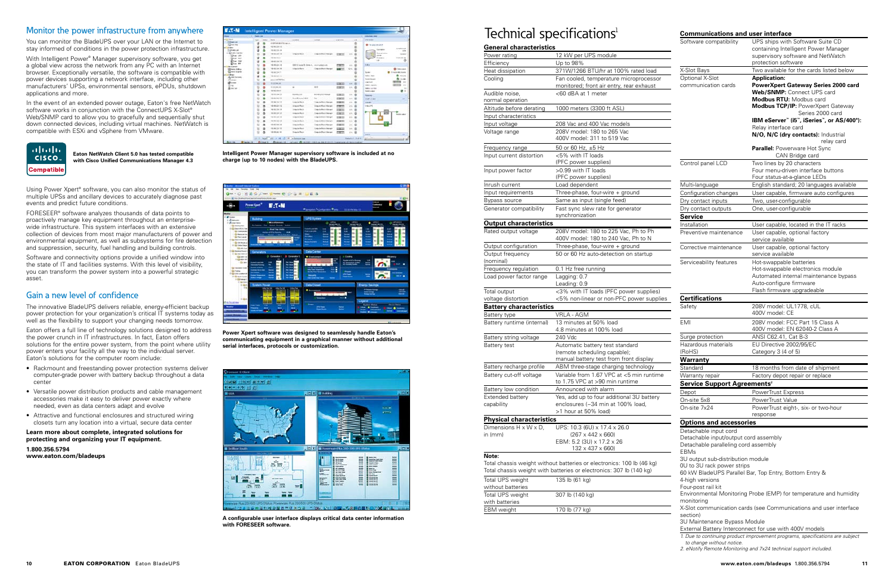## Monitor the power infrastructure from anywhere

You can monitor the BladeUPS over your LAN or the Internet to stay informed of conditions in the power protection infrastructure.

With Intelligent Power® Manager supervisory software, you get a global view across the network from any PC with an Internet browser. Exceptionally versatile, the software is compatible with power devices supporting a network interface, including other manufacturers' UPSs, environmental sensors, ePDUs, shutdown applications and more.

In the event of an extended power outage, Eaton's free NetWatch software works in conjunction with the ConnectUPS X-Slot® Web/SNMP card to allow you to gracefully and sequentially shut down connected devices, including virtual machines. NetWatch is compatible with ESXi and vSphere from VMware.

**Eaton NetWatch Client 5.0 has tested compatible with Cisco Unified Communications Manager 4.3**

**Intelligent Power Manager supervisory software is included at no charge (up to 10 nodes) with the BladeUPS.**

Using Power Xpert® software, you can also monitor the status of multiple UPSs and ancillary devices to accurately diagnose past events and predict future conditions.

FORESEER® software analyzes thousands of data points to proactively manage key equipment throughout an enterprise-wide infrastructure. This system interfaces with an extensive collection of devices from most major manufacturers of power and environmental equipment, as well as subsystems for fire detection and suppression, security, fuel handling and building controls.

Software and connectivity options provide a unified window into the state of IT and facilities systems. With this level of visibility, you can transform the power system into a powerful strategic asset.

**Power Xpert software was designed to seamlessly handle Eaton's communicating equipment in a graphical manner without additional serial interfaces, protocols or customization.**

## Gain a new level of confidence

The innovative BladeUPS delivers reliable, energy-efficient backup power protection for your organization's critical IT systems today as well as the flexibility to support your changing needs tomorrow.

Eaton offers a full line of technology solutions designed to address the power crunch in IT infrastructures. In fact, Eaton offers solutions for the entire power system, from the point where utility power enters your facility all the way to the individual server. Eaton's solutions for the computer room include:

- Rackmount and freestanding power protection systems deliver computer-grade power with battery backup throughout a data center
- Versatile power distribution products and cable management accessories make it easy to deliver power exactly where needed, even as data centers adapt and evolve
- Attractive and functional enclosures and structured wiring closets turn any location into a virtual, secure data center

**Learn more about complete, integrated solutions for protecting and organizing your IT equipment.**

**1.800.356.5794**
**www.eaton.com/bladeups**

**A configurable user interface displays critical data center information with FORESEER software.**

# Technical specifications[1]

### General characteristics

| | |
|---|---|
| Power rating | 12 kW per UPS module |
| Efficiency | Up to 98% |
| Heat dissipation | 371W/1266 BTU/hr at 100% rated load |
| Cooling | Fan cooled, temperature microprocessor monitored; front air entry, rear exhaust |
| Audible noise, normal operation | <60 dBA at 1 meter |
| Altitude before derating | 1000 meters (3300 ft ASL) |
| Input characteristics | |
| Input voltage | 208 Vac and 400 Vac models |
| Voltage range | 208V model: 180 to 265 Vac<br>400V model: 311 to 519 Vac |
| Frequency range | 50 or 60 Hz, ±5 Hz |
| Input current distortion | <5% with IT loads (PFC power supplies) |
| Input power factor | >0.99 with IT loads (PFC power supplies) |
| Inrush current | Load dependent |
| Input requirements | Three-phase, four-wire + ground |
| Bypass source | Same as input (single feed) |
| Generator compatibility | Fast sync slew rate for generator synchronization |

### Output characteristics

| | |
|---|---|
| Rated output voltage | 208V model: 180 to 225 Vac, Ph to Ph<br>400V model: 180 to 240 Vac, Ph to N |
| Output configuration | Three-phase, four-wire + ground |
| Output frequency (nominal) | 50 or 60 Hz auto-detection on startup |
| Frequency regulation | 0.1 Hz free running |
| Load power factor range | Lagging: 0.7<br>Leading: 0.9 |
| Total output voltage distortion | <3% with IT loads (PFC power supplies)<br><5% non-linear or non-PFC power supplies |

### Battery characteristics

| | |
|---|---|
| Battery type | VRLA - AGM |
| Battery runtime (internal) | 13 minutes at 50% load<br>4.8 minutes at 100% load |
| Battery string voltage | 240 Vdc |
| Battery test | Automatic battery test standard (remote scheduling capable); manual battery test from front display |
| Battery recharge profile | ABM three-stage charging technology |
| Battery cut-off voltage | Variable from 1.67 VPC at <5 min runtime to 1.75 VPC at >90 min runtime |
| Battery low condition | Announced with alarm |
| Extended battery capability | Yes, add up to four additional 3U battery enclosures (~34 min at 100% load, >1 hour at 50% load) |

### Physical characteristics

| | |
|---|---|
| Dimensions H x W x D, in (mm) | UPS: 10.3 (6U) x 17.4 x 26.0 (267 x 442 x 660)<br>EBM: 5.2 (3U) x 17.2 x 26 132 x 437 x 660) |

**Note:**
Total chassis weight without batteries or electronics: 100 lb (46 kg)
Total chassis weight with batteries or electronics: 307 lb (140 kg)

| | |
|---|---|
| Total UPS weight without batteries | 135 lb (61 kg) |
| Total UPS weight with batteries | 307 lb (140 kg) |
| EBM weight | 170 lb (77 kg) |

### Communications and user interface

| | |
|---|---|
| Software compatibility | UPS ships with Software Suite CD containing Intelligent Power Manager supervisory software and NetWatch protection software |
| X-Slot Bays | Two available for the cards listed below |
| Optional X-Slot communication cards | **Application:**<br>**PowerXpert Gateway Series 2000 card**<br>**Web/SNMP:** Connect UPS card<br>**Modbus RTU:** Modbus card<br>**Modbus TCP/IP:** PowerXpert Gateway Series 2000 card<br>**IBM eServer™ (i5™, iSeries™, or AS/400®):** Relay interface card<br>**N/O, N/C (dry contacts):** Industrial relay card<br>**Parallel:** Powerware Hot Sync CAN Bridge card |
| Control panel LCD | Two lines by 20 characters<br>Four menu-driven interface buttons<br>Four status-at-a-glance LEDs |
| Multi-language | English standard; 20 languages available |
| Configuration changes | User capable, firmware auto configures |
| Dry contact inputs | Two, user-configurable |
| Dry contact outputs | One, user-configurable |

### Service

| | |
|---|---|
| Installation | User capable, located in the IT racks |
| Preventive maintenance | User capable, optional factory service available |
| Corrective maintenance | User capable, optional factory service available |
| Serviceability features | Hot-swappable batteries<br>Hot-swappable electronics module<br>Automated internal maintenance bypass<br>Auto-configure firmware<br>Flash firmware upgradeable |

### Certifications

| | |
|---|---|
| Safety | 208V model: UL1778, cUL<br>400V model: CE |
| EMI | 208V model: FCC Part 15 Class A<br>400V model: EN 62040-2 Class A |
| Surge protection | ANSI C62.41, Cat B-3 |
| Hazardous materials (RoHS) | EU Directive 2002/95/EC<br>Category 3 (4 of 5) |

### Warranty

| | |
|---|---|
| Standard | 18 months from date of shipment |
| Warranty repair | Factory depot repair or replace |

### Service Support Agreements[2]

| | |
|---|---|
| Depot | PowerTrust Express |
| On-site 5x8 | PowerTrust Value |
| On-site 7x24 | PowerTrust eight-, six- or two-hour response |

### Options and accessories

Detachable input cord
Detachable input/output cord assembly
Detachable paralleling cord assembly
EBMs
3U output sub-distribution module
0U to 3U rack power strips
60 kW BladeUPS Parallel Bar, Top Entry, Bottom Entry & 4-high versions
Four-post rail kit
Environmental Monitoring Probe (EMP) for temperature and humidity monitoring
X-Slot communication cards (see Communications and user interface section)
3U Maintenance Bypass Module
External Battery Interconnect for use with 400V models

*1. Due to continuing product improvement programs, specifications are subject to change without notice.*
*2. eNotify Remote Monitoring and 7x24 technical support included.*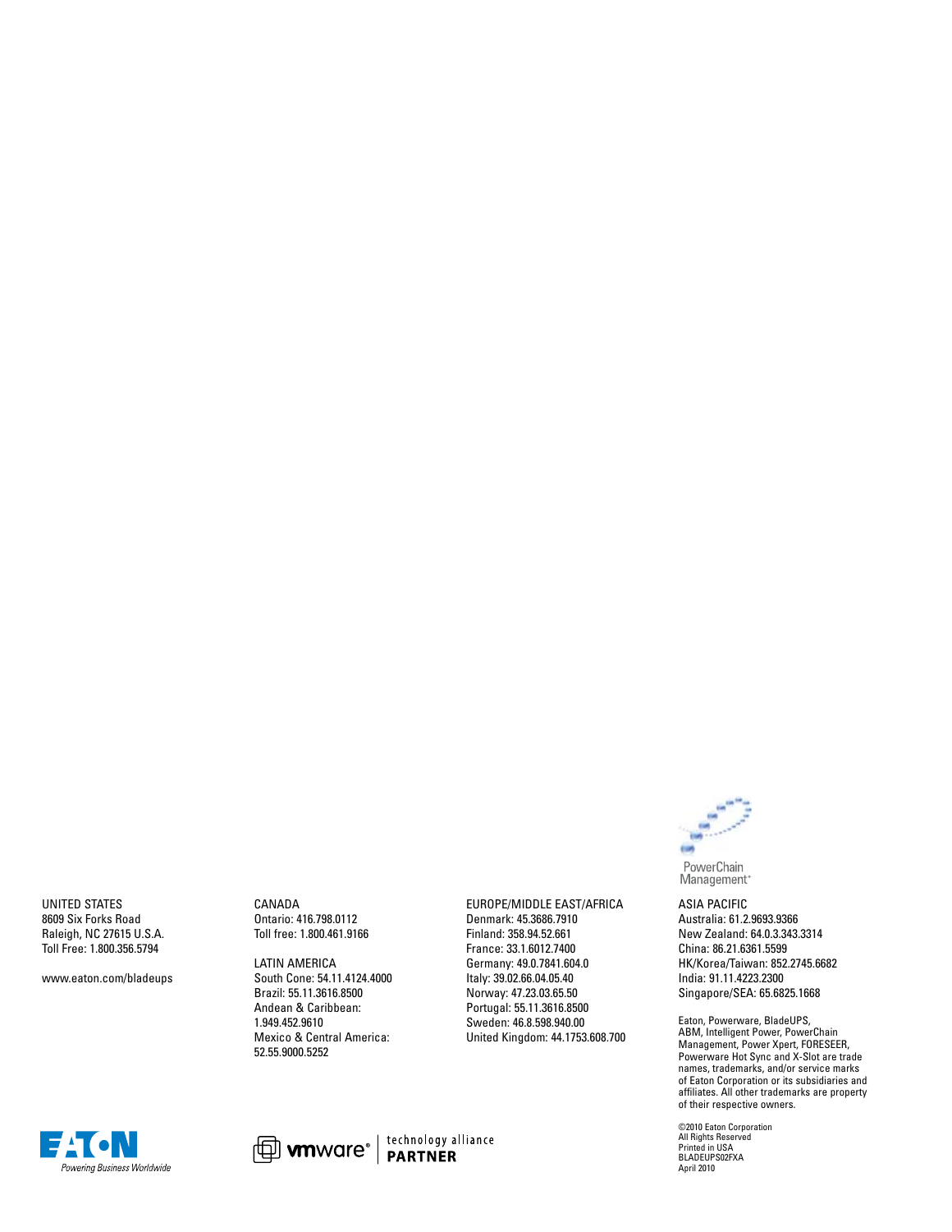PowerChain Management®

UNITED STATES
8609 Six Forks Road
Raleigh, NC 27615 U.S.A.
Toll Free: 1.800.356.5794

www.eaton.com/bladeups

CANADA
Ontario: 416.798.0112
Toll free: 1.800.461.9166

LATIN AMERICA
South Cone: 54.11.4124.4000
Brazil: 55.11.3616.8500
Andean & Caribbean:
1.949.452.9610
Mexico & Central America:
52.55.9000.5252

EUROPE/MIDDLE EAST/AFRICA
Denmark: 45.3686.7910
Finland: 358.94.52.661
France: 33.1.6012.7400
Germany: 49.0.7841.604.0
Italy: 39.02.66.04.05.40
Norway: 47.23.03.65.50
Portugal: 55.11.3616.8500
Sweden: 46.8.598.940.00
United Kingdom: 44.1753.608.700

ASIA PACIFIC
Australia: 61.2.9693.9366
New Zealand: 64.0.3.343.3314
China: 86.21.6361.5599
HK/Korea/Taiwan: 852.2745.6682
India: 91.11.4223.2300
Singapore/SEA: 65.6825.1668

Eaton, Powerware, BladeUPS, ABM, Intelligent Power, PowerChain Management, Power Xpert, FORESEER, Powerware Hot Sync and X-Slot are trade names, trademarks, and/or service marks of Eaton Corporation or its subsidiaries and affiliates. All other trademarks are property of their respective owners.

©2010 Eaton Corporation
All Rights Reserved
Printed in USA
BLADEUPS02FXA
April 2010

EATON
Powering Business Worldwide

vmware® technology alliance PARTNER